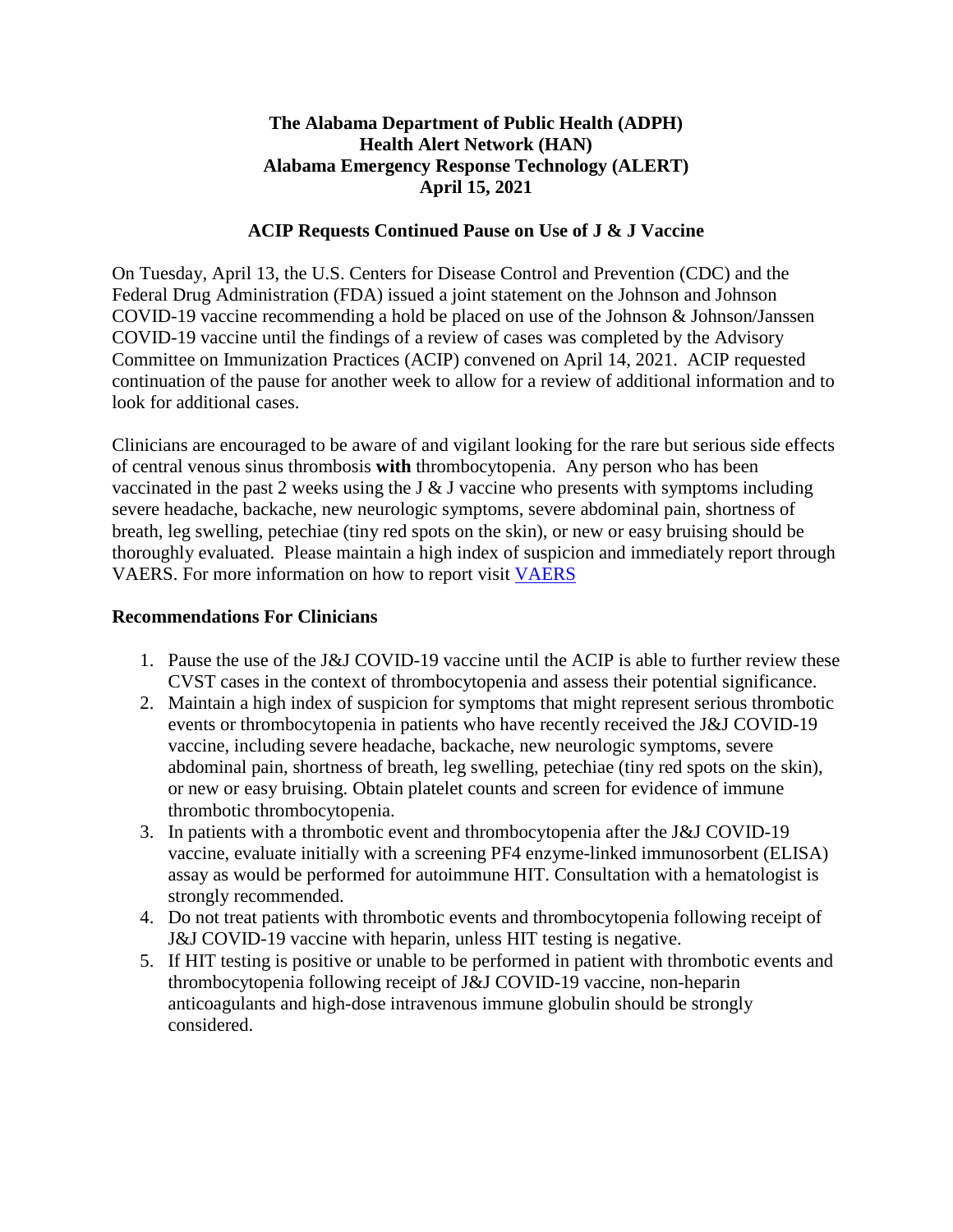**The Alabama Department of Public Health (ADPH)**
**Health Alert Network (HAN)**
**Alabama Emergency Response Technology (ALERT)**
**April 15, 2021**

## ACIP Requests Continued Pause on Use of J & J Vaccine

On Tuesday, April 13, the U.S. Centers for Disease Control and Prevention (CDC) and the Federal Drug Administration (FDA) issued a joint statement on the Johnson and Johnson COVID-19 vaccine recommending a hold be placed on use of the Johnson & Johnson/Janssen COVID-19 vaccine until the findings of a review of cases was completed by the Advisory Committee on Immunization Practices (ACIP) convened on April 14, 2021. ACIP requested continuation of the pause for another week to allow for a review of additional information and to look for additional cases.

Clinicians are encouraged to be aware of and vigilant looking for the rare but serious side effects of central venous sinus thrombosis **with** thrombocytopenia. Any person who has been vaccinated in the past 2 weeks using the J & J vaccine who presents with symptoms including severe headache, backache, new neurologic symptoms, severe abdominal pain, shortness of breath, leg swelling, petechiae (tiny red spots on the skin), or new or easy bruising should be thoroughly evaluated. Please maintain a high index of suspicion and immediately report through VAERS. For more information on how to report visit VAERS

### Recommendations For Clinicians

1. Pause the use of the J&J COVID-19 vaccine until the ACIP is able to further review these CVST cases in the context of thrombocytopenia and assess their potential significance.
2. Maintain a high index of suspicion for symptoms that might represent serious thrombotic events or thrombocytopenia in patients who have recently received the J&J COVID-19 vaccine, including severe headache, backache, new neurologic symptoms, severe abdominal pain, shortness of breath, leg swelling, petechiae (tiny red spots on the skin), or new or easy bruising. Obtain platelet counts and screen for evidence of immune thrombotic thrombocytopenia.
3. In patients with a thrombotic event and thrombocytopenia after the J&J COVID-19 vaccine, evaluate initially with a screening PF4 enzyme-linked immunosorbent (ELISA) assay as would be performed for autoimmune HIT. Consultation with a hematologist is strongly recommended.
4. Do not treat patients with thrombotic events and thrombocytopenia following receipt of J&J COVID-19 vaccine with heparin, unless HIT testing is negative.
5. If HIT testing is positive or unable to be performed in patient with thrombotic events and thrombocytopenia following receipt of J&J COVID-19 vaccine, non-heparin anticoagulants and high-dose intravenous immune globulin should be strongly considered.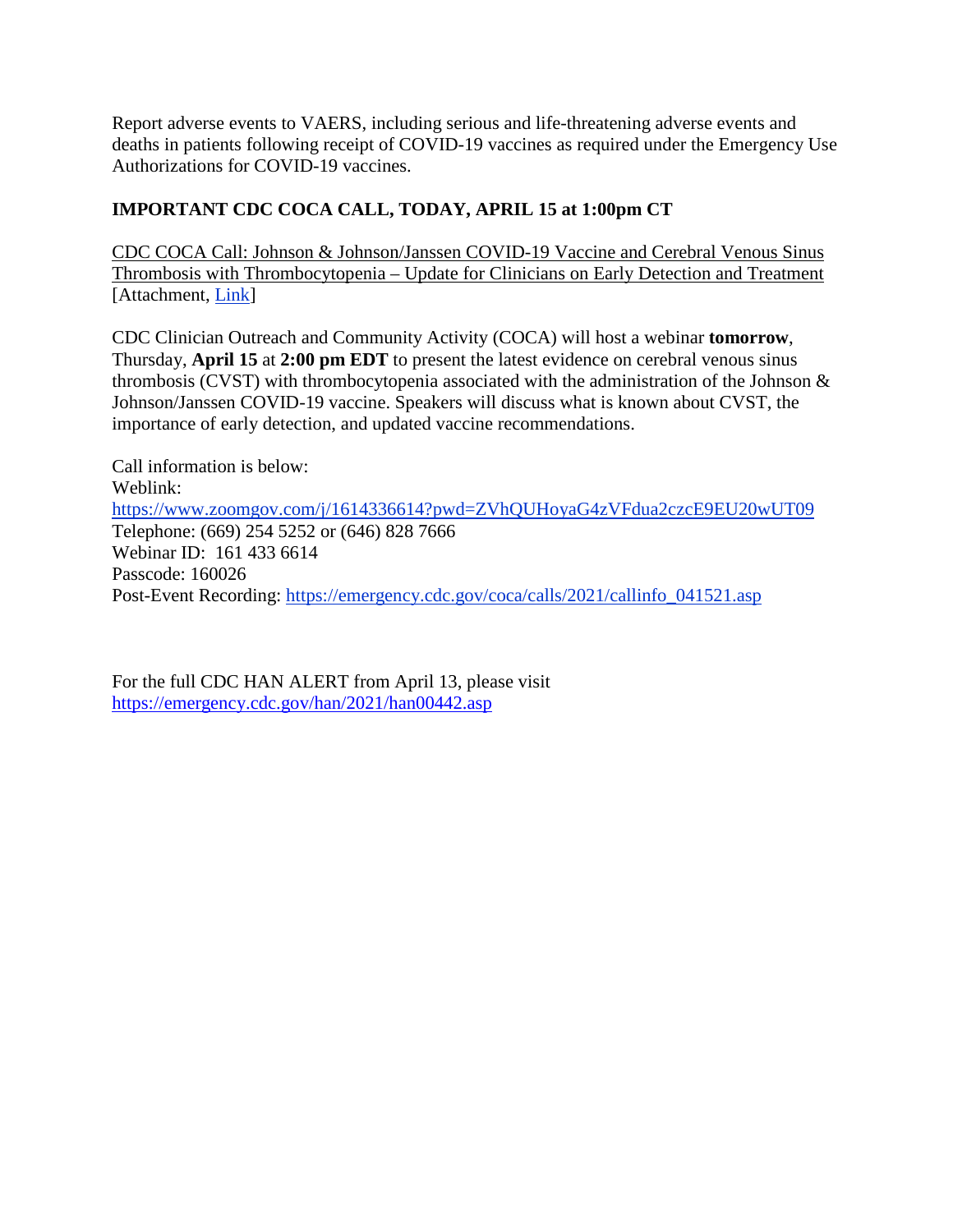Report adverse events to VAERS, including serious and life-threatening adverse events and deaths in patients following receipt of COVID-19 vaccines as required under the Emergency Use Authorizations for COVID-19 vaccines.

**IMPORTANT CDC COCA CALL, TODAY, APRIL 15 at 1:00pm CT**

CDC COCA Call: Johnson & Johnson/Janssen COVID-19 Vaccine and Cerebral Venous Sinus Thrombosis with Thrombocytopenia – Update for Clinicians on Early Detection and Treatment [Attachment, Link]

CDC Clinician Outreach and Community Activity (COCA) will host a webinar **tomorrow**, Thursday, **April 15** at **2:00 pm EDT** to present the latest evidence on cerebral venous sinus thrombosis (CVST) with thrombocytopenia associated with the administration of the Johnson & Johnson/Janssen COVID-19 vaccine. Speakers will discuss what is known about CVST, the importance of early detection, and updated vaccine recommendations.

Call information is below:
Weblink:
https://www.zoomgov.com/j/1614336614?pwd=ZVhQUHoyaG4zVFdua2czcE9EU20wUT09
Telephone: (669) 254 5252 or (646) 828 7666
Webinar ID: 161 433 6614
Passcode: 160026
Post-Event Recording: https://emergency.cdc.gov/coca/calls/2021/callinfo_041521.asp

For the full CDC HAN ALERT from April 13, please visit
https://emergency.cdc.gov/han/2021/han00442.asp